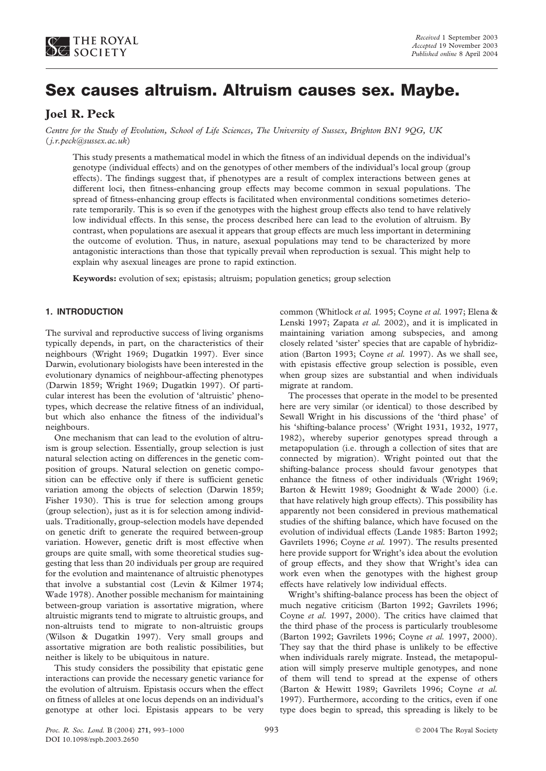# Sex causes altruism. Altruism causes sex. Maybe.

**Joel R. Peck**

*Centre for the Study of Evolution, School of Life Sciences, The University of Sussex, Brighton BN1 9QG, UK (j.r.peck@sussex.ac.uk)*

This study presents a mathematical model in which the fitness of an individual depends on the individual's genotype (individual effects) and on the genotypes of other members of the individual's local group (group effects). The findings suggest that, if phenotypes are a result of complex interactions between genes at different loci, then fitness-enhancing group effects may become common in sexual populations. The spread of fitness-enhancing group effects is facilitated when environmental conditions sometimes deteriorate temporarily. This is so even if the genotypes with the highest group effects also tend to have relatively low individual effects. In this sense, the process described here can lead to the evolution of altruism. By contrast, when populations are asexual it appears that group effects are much less important in determining the outcome of evolution. Thus, in nature, asexual populations may tend to be characterized by more antagonistic interactions than those that typically prevail when reproduction is sexual. This might help to explain why asexual lineages are prone to rapid extinction.

**Keywords:** evolution of sex; epistasis; altruism; population genetics; group selection

## 1. INTRODUCTION

The survival and reproductive success of living organisms typically depends, in part, on the characteristics of their neighbours (Wright 1969; Dugatkin 1997). Ever since Darwin, evolutionary biologists have been interested in the evolutionary dynamics of neighbour-affecting phenotypes (Darwin 1859; Wright 1969; Dugatkin 1997). Of particular interest has been the evolution of 'altruistic' phenotypes, which decrease the relative fitness of an individual, but which also enhance the fitness of the individual's neighbours.

One mechanism that can lead to the evolution of altruism is group selection. Essentially, group selection is just natural selection acting on differences in the genetic composition of groups. Natural selection on genetic composition can be effective only if there is sufficient genetic variation among the objects of selection (Darwin 1859; Fisher 1930). This is true for selection among groups (group selection), just as it is for selection among individuals. Traditionally, group-selection models have depended on genetic drift to generate the required between-group variation. However, genetic drift is most effective when groups are quite small, with some theoretical studies suggesting that less than 20 individuals per group are required for the evolution and maintenance of altruistic phenotypes that involve a substantial cost (Levin & Kilmer 1974; Wade 1978). Another possible mechanism for maintaining between-group variation is assortative migration, where altruistic migrants tend to migrate to altruistic groups, and non-altruists tend to migrate to non-altruistic groups (Wilson & Dugatkin 1997). Very small groups and assortative migration are both realistic possibilities, but neither is likely to be ubiquitous in nature.

This study considers the possibility that epistatic gene interactions can provide the necessary genetic variance for the evolution of altruism. Epistasis occurs when the effect on fitness of alleles at one locus depends on an individual's genotype at other loci. Epistasis appears to be very common (Whitlock *et al.* 1995; Coyne *et al.* 1997; Elena & Lenski 1997; Zapata *et al.* 2002), and it is implicated in maintaining variation among subspecies, and among closely related 'sister' species that are capable of hybridization (Barton 1993; Coyne *et al.* 1997). As we shall see, with epistasis effective group selection is possible, even when group sizes are substantial and when individuals migrate at random.

The processes that operate in the model to be presented here are very similar (or identical) to those described by Sewall Wright in his discussions of the 'third phase' of his 'shifting-balance process' (Wright 1931, 1932, 1977, 1982), whereby superior genotypes spread through a metapopulation (i.e. through a collection of sites that are connected by migration). Wright pointed out that the shifting-balance process should favour genotypes that enhance the fitness of other individuals (Wright 1969; Barton & Hewitt 1989; Goodnight & Wade 2000) (i.e. that have relatively high group effects). This possibility has apparently not been considered in previous mathematical studies of the shifting balance, which have focused on the evolution of individual effects (Lande 1985: Barton 1992; Gavrilets 1996; Coyne *et al.* 1997). The results presented here provide support for Wright's idea about the evolution of group effects, and they show that Wright's idea can work even when the genotypes with the highest group effects have relatively low individual effects.

Wright's shifting-balance process has been the object of much negative criticism (Barton 1992; Gavrilets 1996; Coyne *et al.* 1997, 2000). The critics have claimed that the third phase of the process is particularly troublesome (Barton 1992; Gavrilets 1996; Coyne *et al.* 1997, 2000). They say that the third phase is unlikely to be effective when individuals rarely migrate. Instead, the metapopulation will simply preserve multiple genotypes, and none of them will tend to spread at the expense of others (Barton & Hewitt 1989; Gavrilets 1996; Coyne *et al.* 1997). Furthermore, according to the critics, even if one type does begin to spread, this spreading is likely to be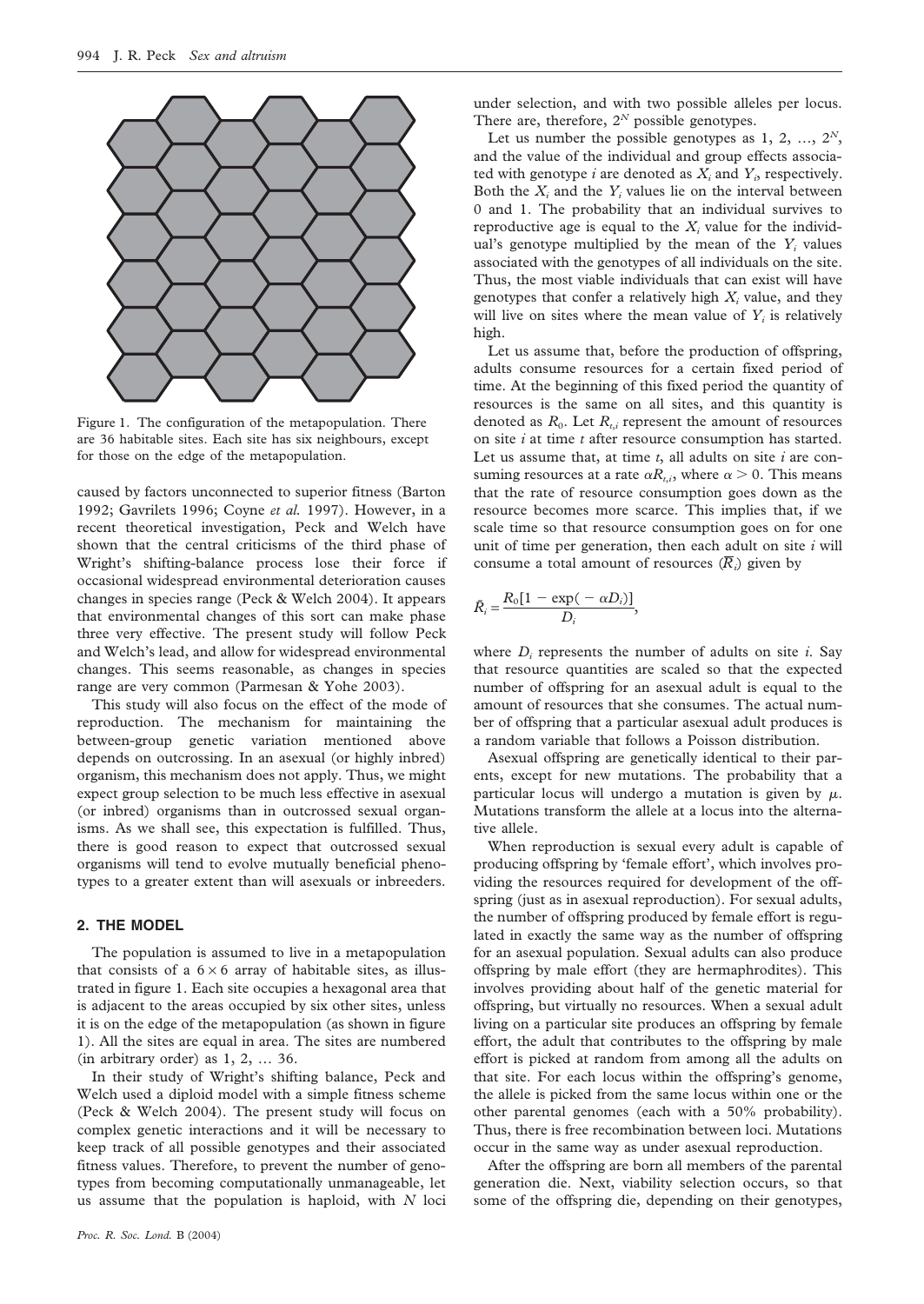Figure 1. The configuration of the metapopulation. There are 36 habitable sites. Each site has six neighbours, except for those on the edge of the metapopulation.

caused by factors unconnected to superior fitness (Barton 1992; Gavrilets 1996; Coyne *et al.* 1997). However, in a recent theoretical investigation, Peck and Welch have shown that the central criticisms of the third phase of Wright's shifting-balance process lose their force if occasional widespread environmental deterioration causes changes in species range (Peck & Welch 2004). It appears that environmental changes of this sort can make phase three very effective. The present study will follow Peck and Welch's lead, and allow for widespread environmental changes. This seems reasonable, as changes in species range are very common (Parmesan & Yohe 2003).

This study will also focus on the effect of the mode of reproduction. The mechanism for maintaining the between-group genetic variation mentioned above depends on outcrossing. In an asexual (or highly inbred) organism, this mechanism does not apply. Thus, we might expect group selection to be much less effective in asexual (or inbred) organisms than in outcrossed sexual organisms. As we shall see, this expectation is fulfilled. Thus, there is good reason to expect that outcrossed sexual organisms will tend to evolve mutually beneficial phenotypes to a greater extent than will asexuals or inbreeders.

## 2. THE MODEL

The population is assumed to live in a metapopulation that consists of a $6 \times 6$ array of habitable sites, as illustrated in figure 1. Each site occupies a hexagonal area that is adjacent to the areas occupied by six other sites, unless it is on the edge of the metapopulation (as shown in figure 1). All the sites are equal in area. The sites are numbered (in arbitrary order) as 1, 2, … 36.

In their study of Wright's shifting balance, Peck and Welch used a diploid model with a simple fitness scheme (Peck & Welch 2004). The present study will focus on complex genetic interactions and it will be necessary to keep track of all possible genotypes and their associated fitness values. Therefore, to prevent the number of genotypes from becoming computationally unmanageable, let us assume that the population is haploid, with $N$ loci under selection, and with two possible alleles per locus. There are, therefore, $2^N$ possible genotypes.

Let us number the possible genotypes as 1, 2, …, $2^N$, and the value of the individual and group effects associated with genotype $i$ are denoted as $X_i$ and $Y_i$, respectively. Both the $X_i$ and the $Y_i$ values lie on the interval between 0 and 1. The probability that an individual survives to reproductive age is equal to the $X_i$ value for the individual's genotype multiplied by the mean of the $Y_i$ values associated with the genotypes of all individuals on the site. Thus, the most viable individuals that can exist will have genotypes that confer a relatively high $X_i$ value, and they will live on sites where the mean value of $Y_i$ is relatively high.

Let us assume that, before the production of offspring, adults consume resources for a certain fixed period of time. At the beginning of this fixed period the quantity of resources is the same on all sites, and this quantity is denoted as $R_0$. Let $R_{t,i}$ represent the amount of resources on site $i$ at time $t$ after resource consumption has started. Let us assume that, at time $t$, all adults on site $i$ are consuming resources at a rate $\alpha R_{t,i}$, where $\alpha > 0$. This means that the rate of resource consumption goes down as the resource becomes more scarce. This implies that, if we scale time so that resource consumption goes on for one unit of time per generation, then each adult on site $i$ will consume a total amount of resources ($\bar{R}_i$) given by

$$\bar{R}_i = \frac{R_0[1 - \exp(-\alpha D_i)]}{D_i},$$

where $D_i$ represents the number of adults on site $i$. Say that resource quantities are scaled so that the expected number of offspring for an asexual adult is equal to the amount of resources that she consumes. The actual number of offspring that a particular asexual adult produces is a random variable that follows a Poisson distribution.

Asexual offspring are genetically identical to their parents, except for new mutations. The probability that a particular locus will undergo a mutation is given by $\mu$. Mutations transform the allele at a locus into the alternative allele.

When reproduction is sexual every adult is capable of producing offspring by 'female effort', which involves providing the resources required for development of the offspring (just as in asexual reproduction). For sexual adults, the number of offspring produced by female effort is regulated in exactly the same way as the number of offspring for an asexual population. Sexual adults can also produce offspring by male effort (they are hermaphrodites). This involves providing about half of the genetic material for offspring, but virtually no resources. When a sexual adult living on a particular site produces an offspring by female effort, the adult that contributes to the offspring by male effort is picked at random from among all the adults on that site. For each locus within the offspring's genome, the allele is picked from the same locus within one or the other parental genomes (each with a 50% probability). Thus, there is free recombination between loci. Mutations occur in the same way as under asexual reproduction.

After the offspring are born all members of the parental generation die. Next, viability selection occurs, so that some of the offspring die, depending on their genotypes,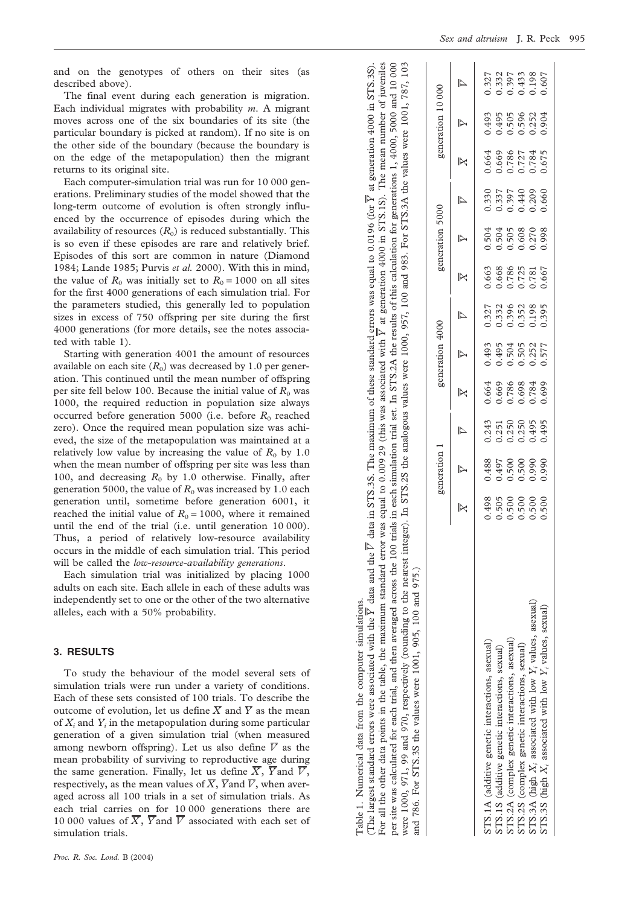and on the genotypes of others on their sites (as described above).

The final event during each generation is migration. Each individual migrates with probability $m$. A migrant moves across one of the six boundaries of its site (the particular boundary is picked at random). If no site is on the other side of the boundary (because the boundary is on the edge of the metapopulation) then the migrant returns to its original site.

Each computer-simulation trial was run for 10 000 generations. Preliminary studies of the model showed that the long-term outcome of evolution is often strongly influenced by the occurrence of episodes during which the availability of resources ($R_0$) is reduced substantially. This is so even if these episodes are rare and relatively brief. Episodes of this sort are common in nature (Diamond 1984; Lande 1985; Purvis *et al.* 2000). With this in mind, the value of $R_0$ was initially set to $R_0 = 1000$ on all sites for the first 4000 generations of each simulation trial. For the parameters studied, this generally led to population sizes in excess of 750 offspring per site during the first 4000 generations (for more details, see the notes associated with table 1).

Starting with generation 4001 the amount of resources available on each site ($R_0$) was decreased by 1.0 per generation. This continued until the mean number of offspring per site fell below 100. Because the initial value of $R_0$ was 1000, the required reduction in population size always occurred before generation 5000 (i.e. before $R_0$ reached zero). Once the required mean population size was achieved, the size of the metapopulation was maintained at a relatively low value by increasing the value of $R_0$ by 1.0 when the mean number of offspring per site was less than 100, and decreasing $R_0$ by 1.0 otherwise. Finally, after generation 5000, the value of $R_0$ was increased by 1.0 each generation until, sometime before generation 6001, it reached the initial value of $R_0 = 1000$, where it remained until the end of the trial (i.e. until generation 10 000). Thus, a period of relatively low-resource availability occurs in the middle of each simulation trial. This period will be called the *low-resource-availability generations*.

Each simulation trial was initialized by placing 1000 adults on each site. Each allele in each of these adults was independently set to one or the other of the two alternative alleles, each with a 50% probability.

## 3. RESULTS

To study the behaviour of the model several sets of simulation trials were run under a variety of conditions. Each of these sets consisted of 100 trials. To describe the outcome of evolution, let us define $\overline{X}$ and $\overline{Y}$ as the mean of $X_i$ and $Y_i$ in the metapopulation during some particular generation of a given simulation trial (when measured among newborn offspring). Let us also define $\overline{V}$ as the mean probability of surviving to reproductive age during the same generation. Finally, let us define $\overline{\overline{X}}$, $\overline{\overline{Y}}$ and $\overline{\overline{V}}$, respectively, as the mean values of $\overline{X}$, $\overline{Y}$ and $\overline{V}$, when averaged across all 100 trials in a set of simulation trials. As each trial carries on for 10 000 generations there are 10 000 values of $\overline{\overline{X}}$, $\overline{\overline{Y}}$ and $\overline{\overline{V}}$ associated with each set of simulation trials.

Table 1. Numerical data from the computer simulations.

(The largest standard errors were associated with the $\overline{\overline{Y}}$ data and the $\overline{\overline{V}}$ data in STS.3S. The maximum of these standard errors was equal to 0.0196 (for $\overline{\overline{Y}}$ at generation 4000 in STS.3S). For all the other data points in the table, the maximum standard error was equal to 0.009 29 (this was associated with $\overline{\overline{Y}}$ at generation 4000 in STS.1S). The mean number of juveniles per site was calculated for each trial, and then averaged across the 100 trials in each simulation trial set. In STS.2A the results of this calculation for generations 1, 4000, 5000 and 10 000 were 1000, 971, 99 and 970, respectively (rounding to the nearest integer). In STS.2S the analogous values were 1000, 957, 100 and 983. For STS.3A the values were 1001, 787, 103 and 786. For STS.3S the values were 1001, 905, 100 and 975.)

| | generation 1 | | | generation 4000 | | | generation 5000 | | | generation 10 000 | | |
|---|---|---|---|---|---|---|---|---|---|---|---|---|
| | $\overline{\overline{X}}$ | $\overline{\overline{Y}}$ | $\overline{\overline{V}}$ | $\overline{\overline{X}}$ | $\overline{\overline{Y}}$ | $\overline{\overline{V}}$ | $\overline{\overline{X}}$ | $\overline{\overline{Y}}$ | $\overline{\overline{V}}$ | $\overline{\overline{X}}$ | $\overline{\overline{Y}}$ | $\overline{\overline{V}}$ |
| STS.1A (additive genetic interactions, asexual) | 0.498 | 0.488 | 0.243 | 0.664 | 0.493 | 0.327 | 0.663 | 0.504 | 0.330 | 0.664 | 0.493 | 0.327 |
| STS.1S (additive genetic interactions, sexual) | 0.505 | 0.497 | 0.251 | 0.669 | 0.495 | 0.332 | 0.668 | 0.504 | 0.337 | 0.669 | 0.495 | 0.332 |
| STS.2A (complex genetic interactions, asexual) | 0.500 | 0.500 | 0.250 | 0.786 | 0.504 | 0.396 | 0.786 | 0.505 | 0.397 | 0.786 | 0.505 | 0.397 |
| STS.2S (complex genetic interactions, sexual) | 0.500 | 0.500 | 0.250 | 0.698 | 0.505 | 0.352 | 0.725 | 0.608 | 0.440 | 0.727 | 0.596 | 0.433 |
| STS.3A (high $X_i$ associated with low $Y_i$ values, asexual) | 0.500 | 0.990 | 0.495 | 0.784 | 0.252 | 0.198 | 0.781 | 0.270 | 0.209 | 0.784 | 0.252 | 0.198 |
| STS.3S (high $X_i$ associated with low $Y_i$ values, sexual) | 0.500 | 0.990 | 0.495 | 0.699 | 0.577 | 0.395 | 0.667 | 0.998 | 0.660 | 0.675 | 0.904 | 0.607 |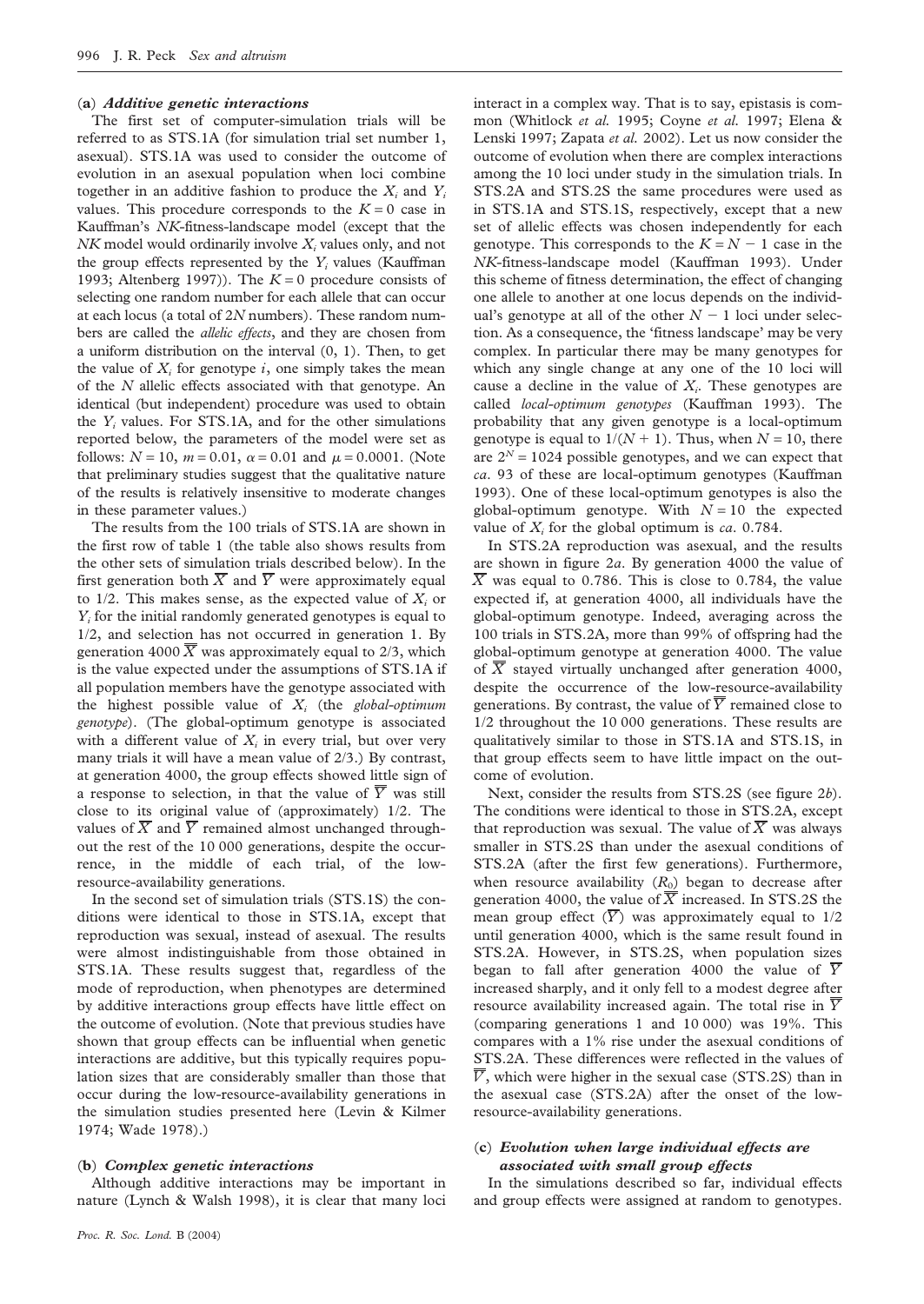### (a) *Additive genetic interactions*

The first set of computer-simulation trials will be referred to as STS.1A (for simulation trial set number 1, asexual). STS.1A was used to consider the outcome of evolution in an asexual population when loci combine together in an additive fashion to produce the $X_i$ and $Y_i$ values. This procedure corresponds to the $K = 0$ case in Kauffman's *NK*-fitness-landscape model (except that the *NK* model would ordinarily involve $X_i$ values only, and not the group effects represented by the $Y_i$ values (Kauffman 1993; Altenberg 1997)). The $K = 0$ procedure consists of selecting one random number for each allele that can occur at each locus (a total of $2N$ numbers). These random numbers are called the *allelic effects*, and they are chosen from a uniform distribution on the interval (0, 1). Then, to get the value of $X_i$ for genotype $i$, one simply takes the mean of the $N$ allelic effects associated with that genotype. An identical (but independent) procedure was used to obtain the $Y_i$ values. For STS.1A, and for the other simulations reported below, the parameters of the model were set as follows: $N = 10$, $m = 0.01$, $\alpha = 0.01$ and $\mu = 0.0001$. (Note that preliminary studies suggest that the qualitative nature of the results is relatively insensitive to moderate changes in these parameter values.)

The results from the 100 trials of STS.1A are shown in the first row of table 1 (the table also shows results from the other sets of simulation trials described below). In the first generation both $\overline{\overline{X}}$ and $\overline{\overline{Y}}$ were approximately equal to 1/2. This makes sense, as the expected value of $X_i$ or $Y_i$ for the initial randomly generated genotypes is equal to 1/2, and selection has not occurred in generation 1. By generation 4000 $\overline{\overline{X}}$ was approximately equal to 2/3, which is the value expected under the assumptions of STS.1A if all population members have the genotype associated with the highest possible value of $X_i$ (the *global-optimum genotype*). (The global-optimum genotype is associated with a different value of $X_i$ in every trial, but over very many trials it will have a mean value of 2/3.) By contrast, at generation 4000, the group effects showed little sign of a response to selection, in that the value of $\overline{\overline{Y}}$ was still close to its original value of (approximately) 1/2. The values of $\overline{\overline{X}}$ and $\overline{\overline{Y}}$ remained almost unchanged throughout the rest of the 10 000 generations, despite the occurrence, in the middle of each trial, of the low-resource-availability generations.

In the second set of simulation trials (STS.1S) the conditions were identical to those in STS.1A, except that reproduction was sexual, instead of asexual. The results were almost indistinguishable from those obtained in STS.1A. These results suggest that, regardless of the mode of reproduction, when phenotypes are determined by additive interactions group effects have little effect on the outcome of evolution. (Note that previous studies have shown that group effects can be influential when genetic interactions are additive, but this typically requires population sizes that are considerably smaller than those that occur during the low-resource-availability generations in the simulation studies presented here (Levin & Kilmer 1974; Wade 1978).)

### (b) *Complex genetic interactions*

Although additive interactions may be important in nature (Lynch & Walsh 1998), it is clear that many loci interact in a complex way. That is to say, epistasis is common (Whitlock *et al.* 1995; Coyne *et al.* 1997; Elena & Lenski 1997; Zapata *et al.* 2002). Let us now consider the outcome of evolution when there are complex interactions among the 10 loci under study in the simulation trials. In STS.2A and STS.2S the same procedures were used as in STS.1A and STS.1S, respectively, except that a new set of allelic effects was chosen independently for each genotype. This corresponds to the $K = N - 1$ case in the *NK*-fitness-landscape model (Kauffman 1993). Under this scheme of fitness determination, the effect of changing one allele to another at one locus depends on the individual's genotype at all of the other $N - 1$ loci under selection. As a consequence, the 'fitness landscape' may be very complex. In particular there may be many genotypes for which any single change at any one of the 10 loci will cause a decline in the value of $X_i$. These genotypes are called *local-optimum genotypes* (Kauffman 1993). The probability that any given genotype is a local-optimum genotype is equal to $1/(N + 1)$. Thus, when $N = 10$, there are $2^N = 1024$ possible genotypes, and we can expect that *ca*. 93 of these are local-optimum genotypes (Kauffman 1993). One of these local-optimum genotypes is also the global-optimum genotype. With $N = 10$ the expected value of $X_i$ for the global optimum is *ca*. 0.784.

In STS.2A reproduction was asexual, and the results are shown in figure 2*a*. By generation 4000 the value of $\overline{\overline{X}}$ was equal to 0.786. This is close to 0.784, the value expected if, at generation 4000, all individuals have the global-optimum genotype. Indeed, averaging across the 100 trials in STS.2A, more than 99% of offspring had the global-optimum genotype at generation 4000. The value of $\overline{\overline{X}}$ stayed virtually unchanged after generation 4000, despite the occurrence of the low-resource-availability generations. By contrast, the value of $\overline{\overline{Y}}$ remained close to 1/2 throughout the 10 000 generations. These results are qualitatively similar to those in STS.1A and STS.1S, in that group effects seem to have little impact on the outcome of evolution.

Next, consider the results from STS.2S (see figure 2*b*). The conditions were identical to those in STS.2A, except that reproduction was sexual. The value of $\overline{\overline{X}}$ was always smaller in STS.2S than under the asexual conditions of STS.2A (after the first few generations). Furthermore, when resource availability ($R_0$) began to decrease after generation 4000, the value of $\overline{\overline{X}}$ increased. In STS.2S the mean group effect ($\overline{\overline{Y}}$) was approximately equal to 1/2 until generation 4000, which is the same result found in STS.2A. However, in STS.2S, when population sizes began to fall after generation 4000 the value of $\overline{\overline{Y}}$ increased sharply, and it only fell to a modest degree after resource availability increased again. The total rise in $\overline{\overline{Y}}$ (comparing generations 1 and 10 000) was 19%. This compares with a 1% rise under the asexual conditions of STS.2A. These differences were reflected in the values of $\overline{\overline{V}}$, which were higher in the sexual case (STS.2S) than in the asexual case (STS.2A) after the onset of the low-resource-availability generations.

### (c) *Evolution when large individual effects are associated with small group effects*

In the simulations described so far, individual effects and group effects were assigned at random to genotypes.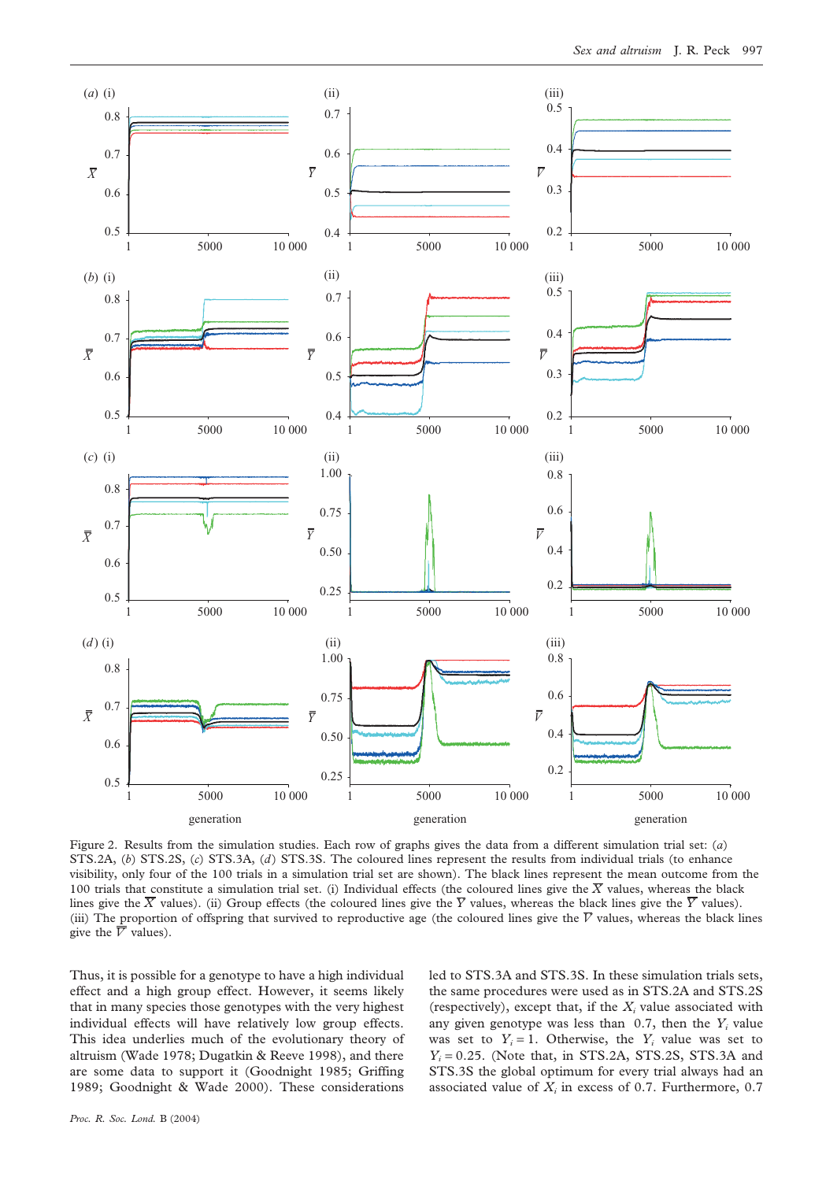Figure 2. Results from the simulation studies. Each row of graphs gives the data from a different simulation trial set: (*a*) STS.2A, (*b*) STS.2S, (*c*) STS.3A, (*d*) STS.3S. The coloured lines represent the results from individual trials (to enhance visibility, only four of the 100 trials in a simulation trial set are shown). The black lines represent the mean outcome from the 100 trials that constitute a simulation trial set. (i) Individual effects (the coloured lines give the $\overline{X}$ values, whereas the black lines give the $\overline{\overline{X}}$ values). (ii) Group effects (the coloured lines give the $\overline{Y}$ values, whereas the black lines give the $\overline{\overline{Y}}$ values). (iii) The proportion of offspring that survived to reproductive age (the coloured lines give the $\overline{V}$ values, whereas the black lines give the $\overline{\overline{V}}$ values).

Thus, it is possible for a genotype to have a high individual effect and a high group effect. However, it seems likely that in many species those genotypes with the very highest individual effects will have relatively low group effects. This idea underlies much of the evolutionary theory of altruism (Wade 1978; Dugatkin & Reeve 1998), and there are some data to support it (Goodnight 1985; Griffing 1989; Goodnight & Wade 2000). These considerations led to STS.3A and STS.3S. In these simulation trials sets, the same procedures were used as in STS.2A and STS.2S (respectively), except that, if the $X_i$ value associated with any given genotype was less than 0.7, then the $Y_i$ value was set to $Y_i = 1$. Otherwise, the $Y_i$ value was set to $Y_i = 0.25$. (Note that, in STS.2A, STS.2S, STS.3A and STS.3S the global optimum for every trial always had an associated value of $X_i$ in excess of 0.7. Furthermore, 0.7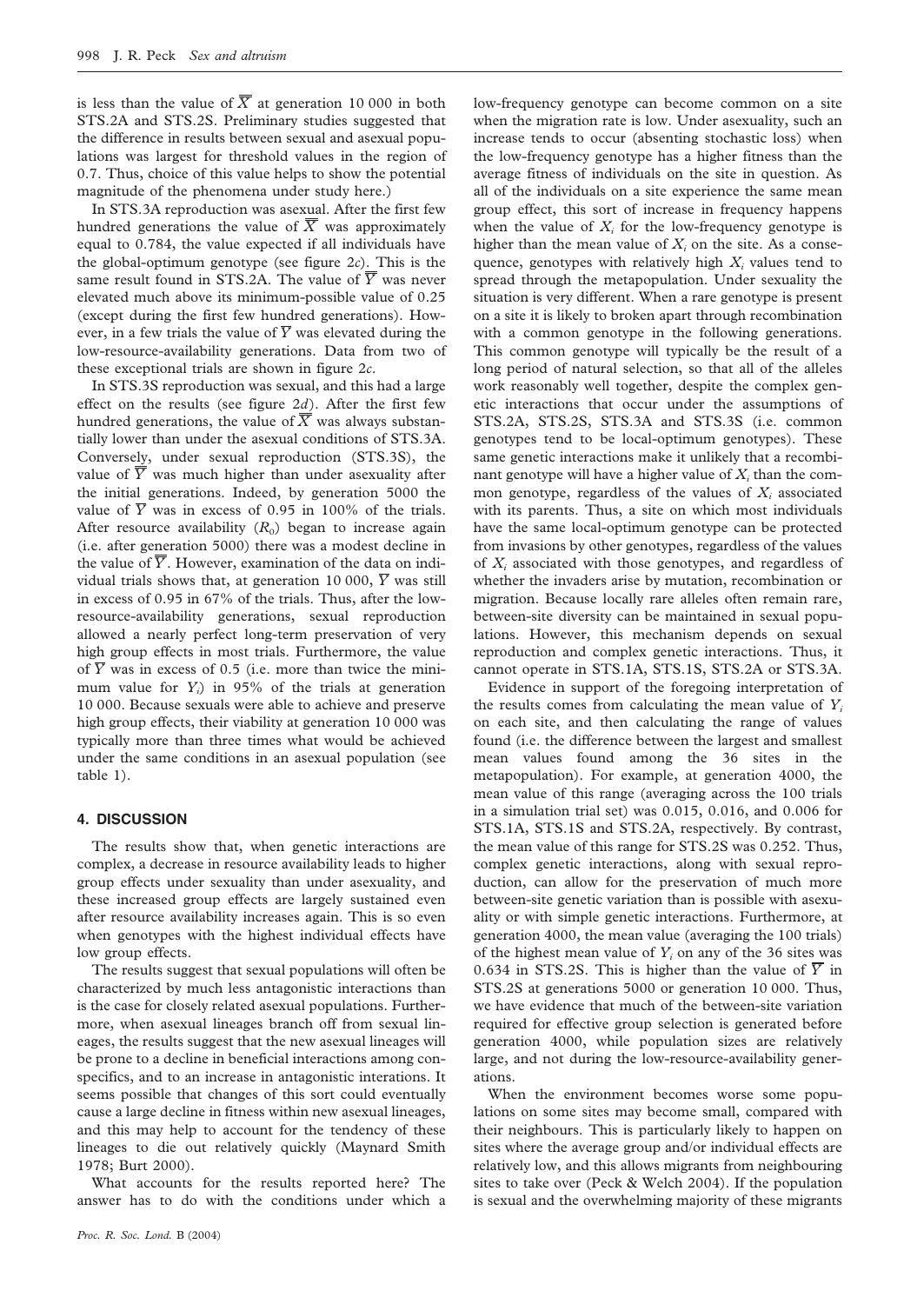is less than the value of $\overline{\overline{X}}$ at generation 10 000 in both STS.2A and STS.2S. Preliminary studies suggested that the difference in results between sexual and asexual populations was largest for threshold values in the region of 0.7. Thus, choice of this value helps to show the potential magnitude of the phenomena under study here.)

In STS.3A reproduction was asexual. After the first few hundred generations the value of $\overline{\overline{X}}$ was approximately equal to 0.784, the value expected if all individuals have the global-optimum genotype (see figure 2*c*). This is the same result found in STS.2A. The value of $\overline{\overline{Y}}$ was never elevated much above its minimum-possible value of 0.25 (except during the first few hundred generations). However, in a few trials the value of $\overline{Y}$ was elevated during the low-resource-availability generations. Data from two of these exceptional trials are shown in figure 2*c*.

In STS.3S reproduction was sexual, and this had a large effect on the results (see figure 2*d*). After the first few hundred generations, the value of $\overline{\overline{X}}$ was always substantially lower than under the asexual conditions of STS.3A. Conversely, under sexual reproduction (STS.3S), the value of $\overline{\overline{Y}}$ was much higher than under asexuality after the initial generations. Indeed, by generation 5000 the value of $\overline{Y}$ was in excess of 0.95 in 100% of the trials. After resource availability ($R_0$) began to increase again (i.e. after generation 5000) there was a modest decline in the value of $\overline{\overline{Y}}$. However, examination of the data on individual trials shows that, at generation 10 000, $\overline{Y}$ was still in excess of 0.95 in 67% of the trials. Thus, after the low-resource-availability generations, sexual reproduction allowed a nearly perfect long-term preservation of very high group effects in most trials. Furthermore, the value of $\overline{Y}$ was in excess of 0.5 (i.e. more than twice the minimum value for $Y_i$) in 95% of the trials at generation 10 000. Because sexuals were able to achieve and preserve high group effects, their viability at generation 10 000 was typically more than three times what would be achieved under the same conditions in an asexual population (see table 1).

## 4. DISCUSSION

The results show that, when genetic interactions are complex, a decrease in resource availability leads to higher group effects under sexuality than under asexuality, and these increased group effects are largely sustained even after resource availability increases again. This is so even when genotypes with the highest individual effects have low group effects.

The results suggest that sexual populations will often be characterized by much less antagonistic interactions than is the case for closely related asexual populations. Furthermore, when asexual lineages branch off from sexual lineages, the results suggest that the new asexual lineages will be prone to a decline in beneficial interactions among conspecifics, and to an increase in antagonistic interations. It seems possible that changes of this sort could eventually cause a large decline in fitness within new asexual lineages, and this may help to account for the tendency of these lineages to die out relatively quickly (Maynard Smith 1978; Burt 2000).

What accounts for the results reported here? The answer has to do with the conditions under which a low-frequency genotype can become common on a site when the migration rate is low. Under asexuality, such an increase tends to occur (absenting stochastic loss) when the low-frequency genotype has a higher fitness than the average fitness of individuals on the site in question. As all of the individuals on a site experience the same mean group effect, this sort of increase in frequency happens when the value of $X_i$ for the low-frequency genotype is higher than the mean value of $X_i$ on the site. As a consequence, genotypes with relatively high $X_i$ values tend to spread through the metapopulation. Under sexuality the situation is very different. When a rare genotype is present on a site it is likely to broken apart through recombination with a common genotype in the following generations. This common genotype will typically be the result of a long period of natural selection, so that all of the alleles work reasonably well together, despite the complex genetic interactions that occur under the assumptions of STS.2A, STS.2S, STS.3A and STS.3S (i.e. common genotypes tend to be local-optimum genotypes). These same genetic interactions make it unlikely that a recombinant genotype will have a higher value of $X_i$ than the common genotype, regardless of the values of $X_i$ associated with its parents. Thus, a site on which most individuals have the same local-optimum genotype can be protected from invasions by other genotypes, regardless of the values of $X_i$ associated with those genotypes, and regardless of whether the invaders arise by mutation, recombination or migration. Because locally rare alleles often remain rare, between-site diversity can be maintained in sexual populations. However, this mechanism depends on sexual reproduction and complex genetic interactions. Thus, it cannot operate in STS.1A, STS.1S, STS.2A or STS.3A.

Evidence in support of the foregoing interpretation of the results comes from calculating the mean value of $Y_i$ on each site, and then calculating the range of values found (i.e. the difference between the largest and smallest mean values found among the 36 sites in the metapopulation). For example, at generation 4000, the mean value of this range (averaging across the 100 trials in a simulation trial set) was 0.015, 0.016, and 0.006 for STS.1A, STS.1S and STS.2A, respectively. By contrast, the mean value of this range for STS.2S was 0.252. Thus, complex genetic interactions, along with sexual reproduction, can allow for the preservation of much more between-site genetic variation than is possible with asexuality or with simple genetic interactions. Furthermore, at generation 4000, the mean value (averaging the 100 trials) of the highest mean value of $Y_i$ on any of the 36 sites was 0.634 in STS.2S. This is higher than the value of $\overline{\overline{Y}}$ in STS.2S at generations 5000 or generation 10 000. Thus, we have evidence that much of the between-site variation required for effective group selection is generated before generation 4000, while population sizes are relatively large, and not during the low-resource-availability generations.

When the environment becomes worse some populations on some sites may become small, compared with their neighbours. This is particularly likely to happen on sites where the average group and/or individual effects are relatively low, and this allows migrants from neighbouring sites to take over (Peck & Welch 2004). If the population is sexual and the overwhelming majority of these migrants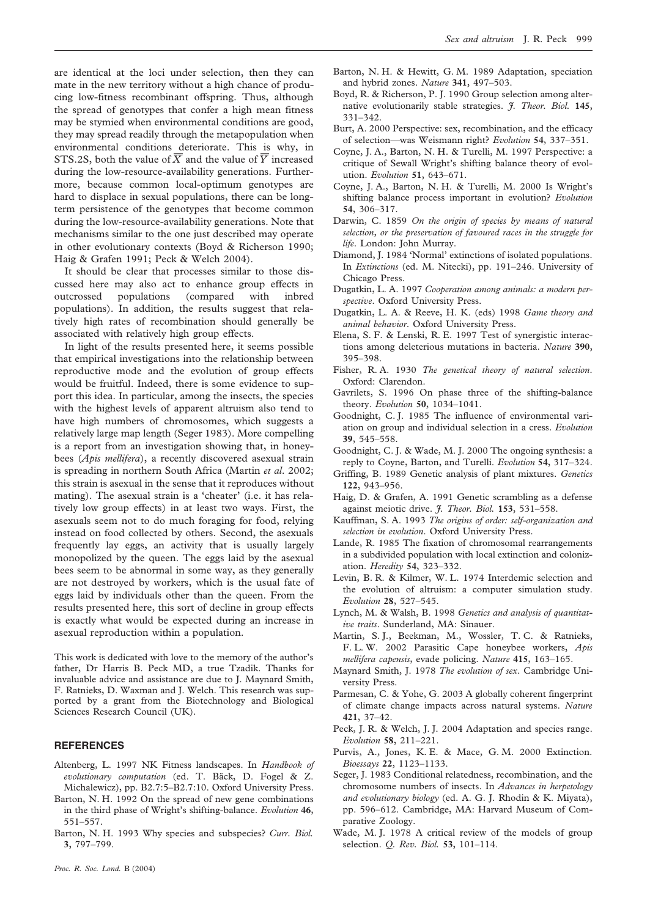are identical at the loci under selection, then they can mate in the new territory without a high chance of producing low-fitness recombinant offspring. Thus, although the spread of genotypes that confer a high mean fitness may be stymied when environmental conditions are good, they may spread readily through the metapopulation when environmental conditions deteriorate. This is why, in STS.2S, both the value of $\overline{\overline{X}}$ and the value of $\overline{\overline{Y}}$ increased during the low-resource-availability generations. Furthermore, because common local-optimum genotypes are hard to displace in sexual populations, there can be long-term persistence of the genotypes that become common during the low-resource-availability generations. Note that mechanisms similar to the one just described may operate in other evolutionary contexts (Boyd & Richerson 1990; Haig & Grafen 1991; Peck & Welch 2004).

It should be clear that processes similar to those discussed here may also act to enhance group effects in outcrossed populations (compared with inbred populations). In addition, the results suggest that relatively high rates of recombination should generally be associated with relatively high group effects.

In light of the results presented here, it seems possible that empirical investigations into the relationship between reproductive mode and the evolution of group effects would be fruitful. Indeed, there is some evidence to support this idea. In particular, among the insects, the species with the highest levels of apparent altruism also tend to have high numbers of chromosomes, which suggests a relatively large map length (Seger 1983). More compelling is a report from an investigation showing that, in honeybees (*Apis mellifera*), a recently discovered asexual strain is spreading in northern South Africa (Martin *et al*. 2002; this strain is asexual in the sense that it reproduces without mating). The asexual strain is a 'cheater' (i.e. it has relatively low group effects) in at least two ways. First, the asexuals seem not to do much foraging for food, relying instead on food collected by others. Second, the asexuals frequently lay eggs, an activity that is usually largely monopolized by the queen. The eggs laid by the asexual bees seem to be abnormal in some way, as they generally are not destroyed by workers, which is the usual fate of eggs laid by individuals other than the queen. From the results presented here, this sort of decline in group effects is exactly what would be expected during an increase in asexual reproduction within a population.

This work is dedicated with love to the memory of the author's father, Dr Harris B. Peck MD, a true Tzadik. Thanks for invaluable advice and assistance are due to J. Maynard Smith, F. Ratnieks, D. Waxman and J. Welch. This research was supported by a grant from the Biotechnology and Biological Sciences Research Council (UK).

## REFERENCES

Altenberg, L. 1997 NK Fitness landscapes. In *Handbook of evolutionary computation* (ed. T. Bäck, D. Fogel & Z. Michalewicz), pp. B2.7:5–B2.7:10. Oxford University Press.

Barton, N. H. 1992 On the spread of new gene combinations in the third phase of Wright's shifting-balance. *Evolution* **46**, 551–557.

Barton, N. H. 1993 Why species and subspecies? *Curr. Biol.* **3**, 797–799.

Barton, N. H. & Hewitt, G. M. 1989 Adaptation, speciation and hybrid zones. *Nature* **341**, 497–503.

Boyd, R. & Richerson, P. J. 1990 Group selection among alternative evolutionarily stable strategies. *J. Theor. Biol.* **145**, 331–342.

Burt, A. 2000 Perspective: sex, recombination, and the efficacy of selection—was Weismann right? *Evolution* **54**, 337–351.

Coyne, J. A., Barton, N. H. & Turelli, M. 1997 Perspective: a critique of Sewall Wright's shifting balance theory of evolution. *Evolution* **51**, 643–671.

Coyne, J. A., Barton, N. H. & Turelli, M. 2000 Is Wright's shifting balance process important in evolution? *Evolution* **54**, 306–317.

Darwin, C. 1859 *On the origin of species by means of natural selection, or the preservation of favoured races in the struggle for life*. London: John Murray.

Diamond, J. 1984 'Normal' extinctions of isolated populations. In *Extinctions* (ed. M. Nitecki), pp. 191–246. University of Chicago Press.

Dugatkin, L. A. 1997 *Cooperation among animals: a modern perspective*. Oxford University Press.

Dugatkin, L. A. & Reeve, H. K. (eds) 1998 *Game theory and animal behavior*. Oxford University Press.

Elena, S. F. & Lenski, R. E. 1997 Test of synergistic interactions among deleterious mutations in bacteria. *Nature* **390**, 395–398.

Fisher, R. A. 1930 *The genetical theory of natural selection*. Oxford: Clarendon.

Gavrilets, S. 1996 On phase three of the shifting-balance theory. *Evolution* **50**, 1034–1041.

Goodnight, C. J. 1985 The influence of environmental variation on group and individual selection in a cress. *Evolution* **39**, 545–558.

Goodnight, C. J. & Wade, M. J. 2000 The ongoing synthesis: a reply to Coyne, Barton, and Turelli. *Evolution* **54**, 317–324.

Griffing, B. 1989 Genetic analysis of plant mixtures. *Genetics* **122**, 943–956.

Haig, D. & Grafen, A. 1991 Genetic scrambling as a defense against meiotic drive. *J. Theor. Biol.* **153**, 531–558.

Kauffman, S. A. 1993 *The origins of order: self-organization and selection in evolution*. Oxford University Press.

Lande, R. 1985 The fixation of chromosomal rearrangements in a subdivided population with local extinction and colonization. *Heredity* **54**, 323–332.

Levin, B. R. & Kilmer, W. L. 1974 Interdemic selection and the evolution of altruism: a computer simulation study. *Evolution* **28**, 527–545.

Lynch, M. & Walsh, B. 1998 *Genetics and analysis of quantitative traits*. Sunderland, MA: Sinauer.

Martin, S. J., Beekman, M., Wossler, T. C. & Ratnieks, F. L. W. 2002 Parasitic Cape honeybee workers, *Apis mellifera capensis*, evade policing. *Nature* **415**, 163–165.

Maynard Smith, J. 1978 *The evolution of sex*. Cambridge University Press.

Parmesan, C. & Yohe, G. 2003 A globally coherent fingerprint of climate change impacts across natural systems. *Nature* **421**, 37–42.

Peck, J. R. & Welch, J. J. 2004 Adaptation and species range. *Evolution* **58**, 211–221.

Purvis, A., Jones, K. E. & Mace, G. M. 2000 Extinction. *Bioessays* **22**, 1123–1133.

Seger, J. 1983 Conditional relatedness, recombination, and the chromosome numbers of insects. In *Advances in herpetology and evolutionary biology* (ed. A. G. J. Rhodin & K. Miyata), pp. 596–612. Cambridge, MA: Harvard Museum of Comparative Zoology.

Wade, M. J. 1978 A critical review of the models of group selection. *Q. Rev. Biol.* **53**, 101–114.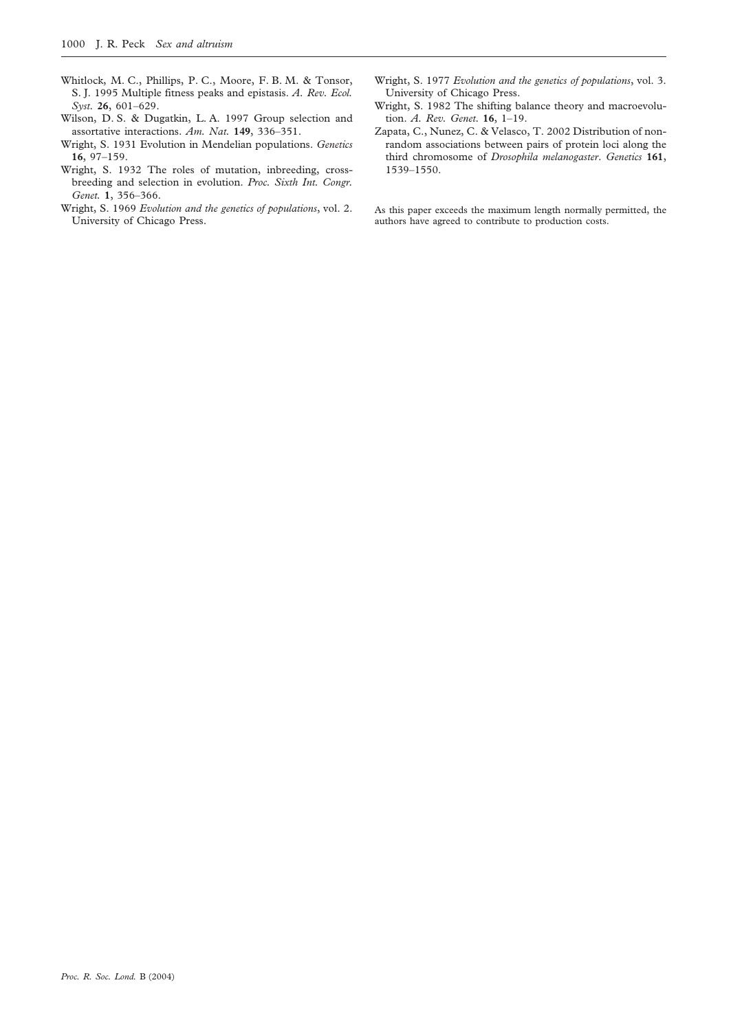Whitlock, M. C., Phillips, P. C., Moore, F. B. M. & Tonsor, S. J. 1995 Multiple fitness peaks and epistasis. *A. Rev. Ecol. Syst.* **26**, 601–629.

Wilson, D. S. & Dugatkin, L. A. 1997 Group selection and assortative interactions. *Am. Nat.* **149**, 336–351.

Wright, S. 1931 Evolution in Mendelian populations. *Genetics* **16**, 97–159.

Wright, S. 1932 The roles of mutation, inbreeding, crossbreeding and selection in evolution. *Proc. Sixth Int. Congr. Genet.* **1**, 356–366.

Wright, S. 1969 *Evolution and the genetics of populations*, vol. 2. University of Chicago Press.

Wright, S. 1977 *Evolution and the genetics of populations*, vol. 3. University of Chicago Press.

Wright, S. 1982 The shifting balance theory and macroevolution. *A. Rev. Genet.* **16**, 1–19.

Zapata, C., Nunez, C. & Velasco, T. 2002 Distribution of nonrandom associations between pairs of protein loci along the third chromosome of *Drosophila melanogaster*. *Genetics* **161**, 1539–1550.

As this paper exceeds the maximum length normally permitted, the authors have agreed to contribute to production costs.